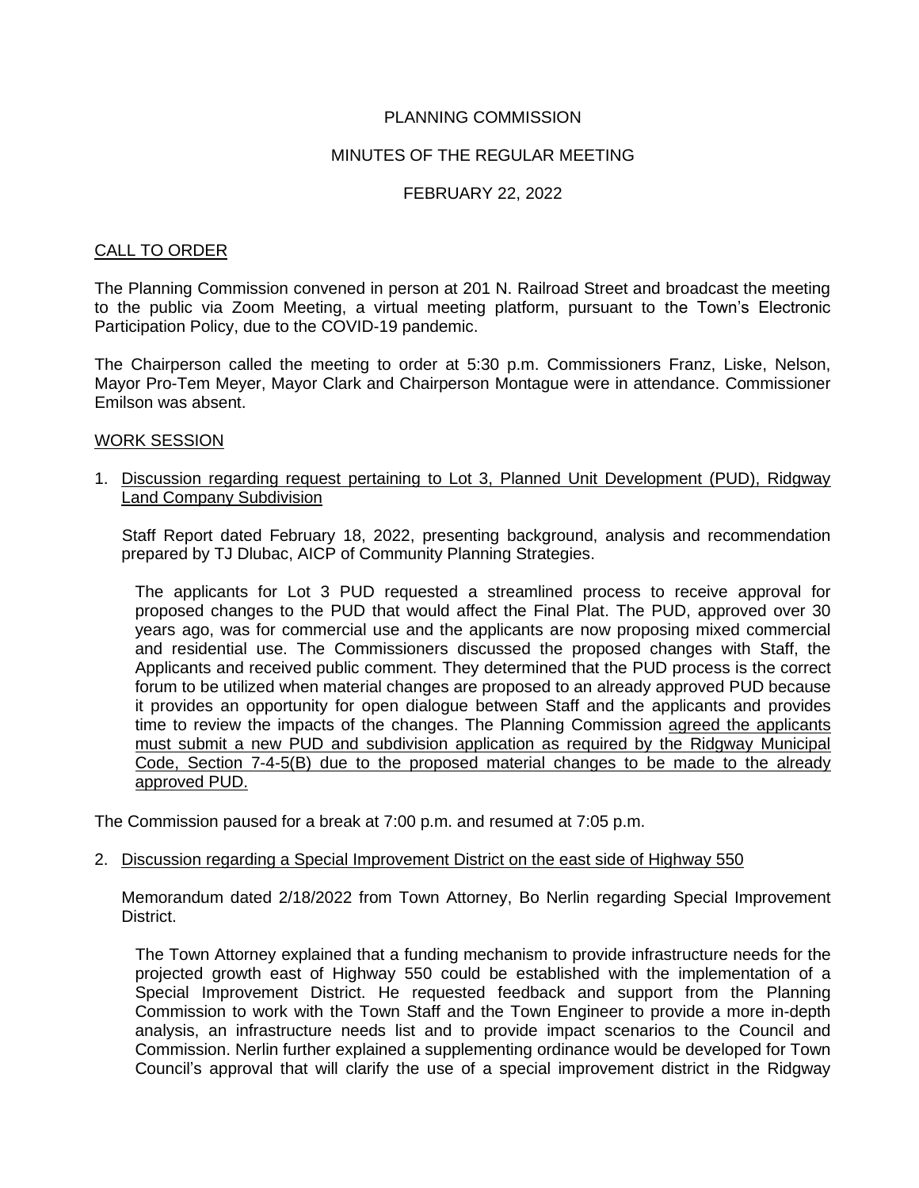PLANNING COMMISSION

MINUTES OF THE REGULAR MEETING

FEBRUARY 22, 2022

## CALL TO ORDER

The Planning Commission convened in person at 201 N. Railroad Street and broadcast the meeting to the public via Zoom Meeting, a virtual meeting platform, pursuant to the Town's Electronic Participation Policy, due to the COVID-19 pandemic.

The Chairperson called the meeting to order at 5:30 p.m. Commissioners Franz, Liske, Nelson, Mayor Pro-Tem Meyer, Mayor Clark and Chairperson Montague were in attendance. Commissioner Emilson was absent.

## WORK SESSION

1. Discussion regarding request pertaining to Lot 3, Planned Unit Development (PUD), Ridgway Land Company Subdivision

   Staff Report dated February 18, 2022, presenting background, analysis and recommendation prepared by TJ Dlubac, AICP of Community Planning Strategies.

   The applicants for Lot 3 PUD requested a streamlined process to receive approval for proposed changes to the PUD that would affect the Final Plat. The PUD, approved over 30 years ago, was for commercial use and the applicants are now proposing mixed commercial and residential use. The Commissioners discussed the proposed changes with Staff, the Applicants and received public comment. They determined that the PUD process is the correct forum to be utilized when material changes are proposed to an already approved PUD because it provides an opportunity for open dialogue between Staff and the applicants and provides time to review the impacts of the changes. The Planning Commission agreed the applicants must submit a new PUD and subdivision application as required by the Ridgway Municipal Code, Section 7-4-5(B) due to the proposed material changes to be made to the already approved PUD.

The Commission paused for a break at 7:00 p.m. and resumed at 7:05 p.m.

2. Discussion regarding a Special Improvement District on the east side of Highway 550

   Memorandum dated 2/18/2022 from Town Attorney, Bo Nerlin regarding Special Improvement District.

   The Town Attorney explained that a funding mechanism to provide infrastructure needs for the projected growth east of Highway 550 could be established with the implementation of a Special Improvement District. He requested feedback and support from the Planning Commission to work with the Town Staff and the Town Engineer to provide a more in-depth analysis, an infrastructure needs list and to provide impact scenarios to the Council and Commission. Nerlin further explained a supplementing ordinance would be developed for Town Council's approval that will clarify the use of a special improvement district in the Ridgway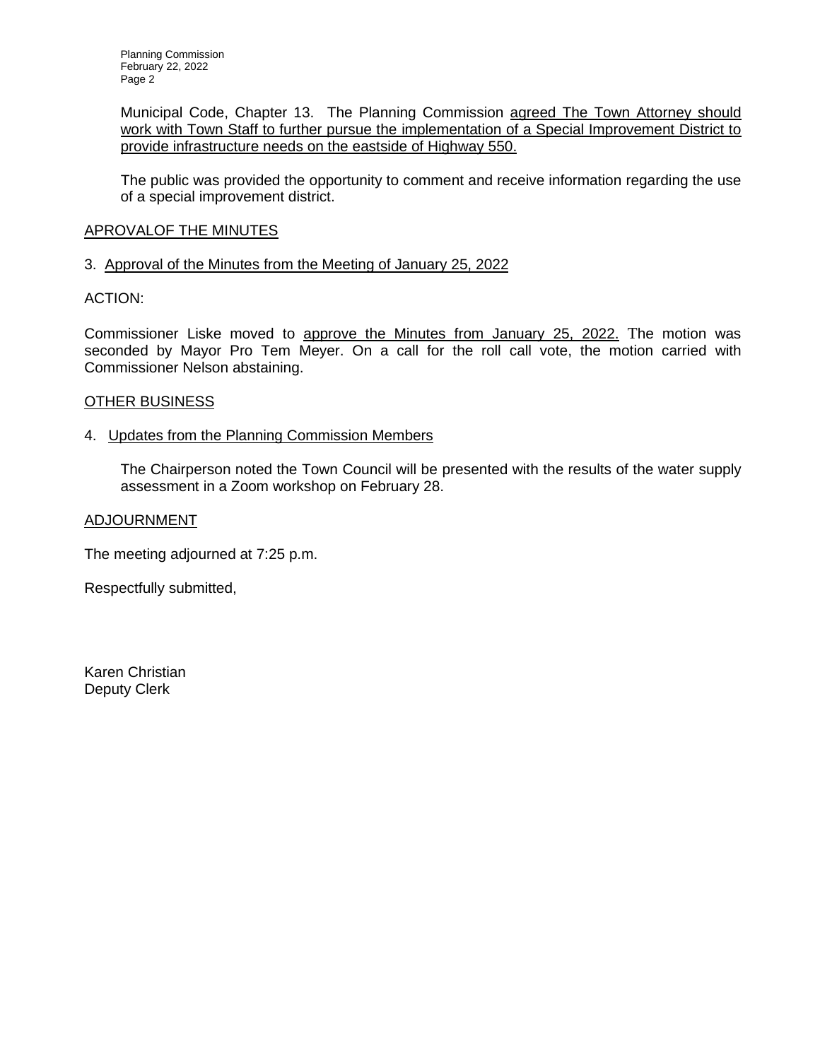Municipal Code, Chapter 13. The Planning Commission agreed The Town Attorney should work with Town Staff to further pursue the implementation of a Special Improvement District to provide infrastructure needs on the eastside of Highway 550.

The public was provided the opportunity to comment and receive information regarding the use of a special improvement district.

APROVALOF THE MINUTES

3. Approval of the Minutes from the Meeting of January 25, 2022

ACTION:

Commissioner Liske moved to approve the Minutes from January 25, 2022. The motion was seconded by Mayor Pro Tem Meyer. On a call for the roll call vote, the motion carried with Commissioner Nelson abstaining.

OTHER BUSINESS

4. Updates from the Planning Commission Members

The Chairperson noted the Town Council will be presented with the results of the water supply assessment in a Zoom workshop on February 28.

ADJOURNMENT

The meeting adjourned at 7:25 p.m.

Respectfully submitted,

Karen Christian
Deputy Clerk